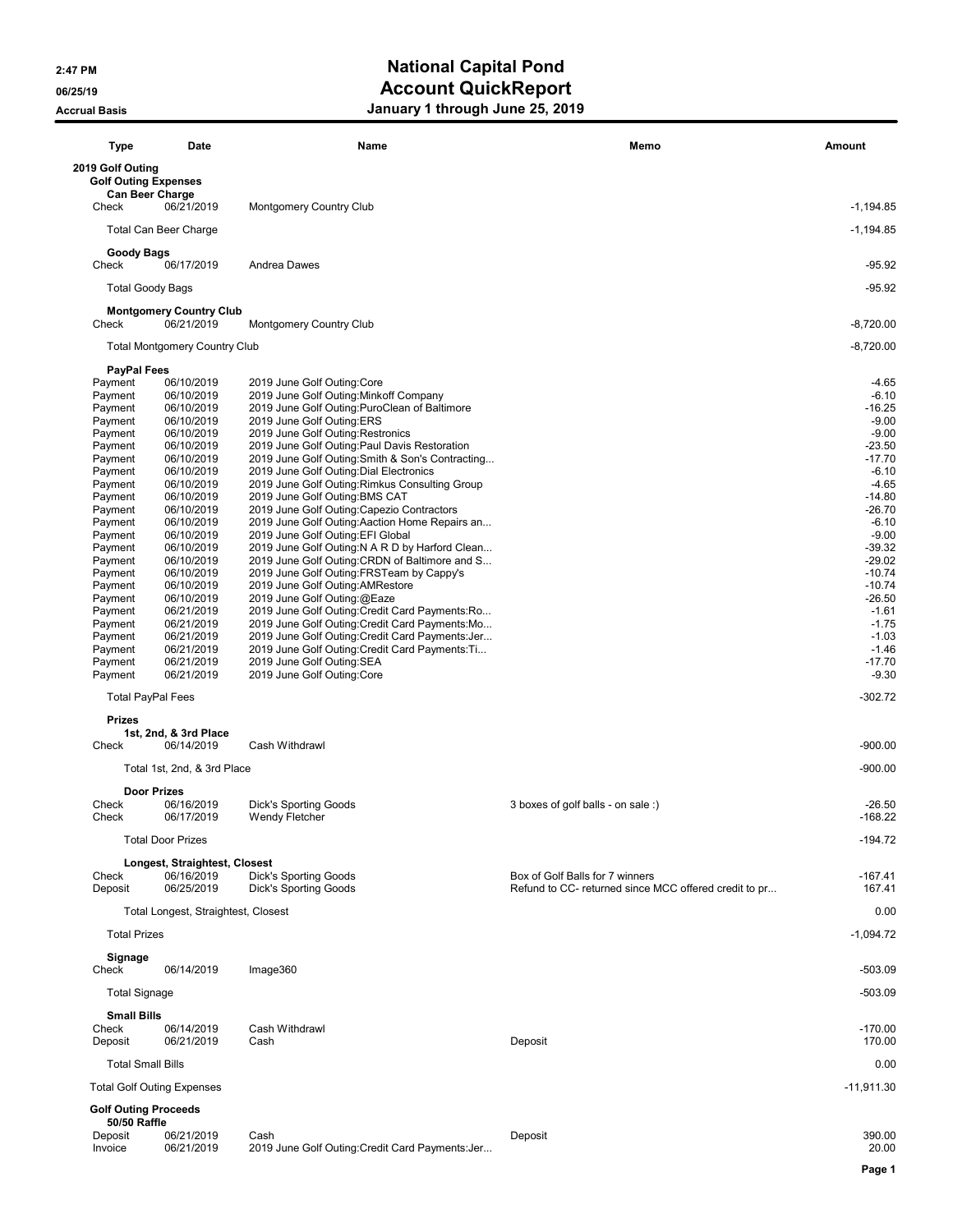# National Capital Pond

## Account QuickReport

### January 1 through June 25, 2019

2:47 PM
06/25/19
Accrual Basis

| Type | Date | Name | Memo | Amount |
|---|---|---|---|---|
| **2019 Golf Outing** | | | | |
| **Golf Outing Expenses** | | | | |
| **Can Beer Charge** | | | | |
| Check | 06/21/2019 | Montgomery Country Club | | -1,194.85 |
| Total Can Beer Charge | | | | -1,194.85 |
| **Goody Bags** | | | | |
| Check | 06/17/2019 | Andrea Dawes | | -95.92 |
| Total Goody Bags | | | | -95.92 |
| **Montgomery Country Club** | | | | |
| Check | 06/21/2019 | Montgomery Country Club | | -8,720.00 |
| Total Montgomery Country Club | | | | -8,720.00 |
| **PayPal Fees** | | | | |
| Payment | 06/10/2019 | 2019 June Golf Outing:Core | | -4.65 |
| Payment | 06/10/2019 | 2019 June Golf Outing:Minkoff Company | | -6.10 |
| Payment | 06/10/2019 | 2019 June Golf Outing:PuroClean of Baltimore | | -16.25 |
| Payment | 06/10/2019 | 2019 June Golf Outing:ERS | | -9.00 |
| Payment | 06/10/2019 | 2019 June Golf Outing:Restronics | | -9.00 |
| Payment | 06/10/2019 | 2019 June Golf Outing:Paul Davis Restoration | | -23.50 |
| Payment | 06/10/2019 | 2019 June Golf Outing:Smith & Son's Contracting... | | -17.70 |
| Payment | 06/10/2019 | 2019 June Golf Outing:Dial Electronics | | -6.10 |
| Payment | 06/10/2019 | 2019 June Golf Outing:Rimkus Consulting Group | | -4.65 |
| Payment | 06/10/2019 | 2019 June Golf Outing:BMS CAT | | -14.80 |
| Payment | 06/10/2019 | 2019 June Golf Outing:Capezio Contractors | | -26.70 |
| Payment | 06/10/2019 | 2019 June Golf Outing:Aaction Home Repairs an... | | -6.10 |
| Payment | 06/10/2019 | 2019 June Golf Outing:EFI Global | | -9.00 |
| Payment | 06/10/2019 | 2019 June Golf Outing:N A R D by Harford Clean... | | -39.32 |
| Payment | 06/10/2019 | 2019 June Golf Outing:CRDN of Baltimore and S... | | -29.02 |
| Payment | 06/10/2019 | 2019 June Golf Outing:FRSTeam by Cappy's | | -10.74 |
| Payment | 06/10/2019 | 2019 June Golf Outing:AMRestore | | -10.74 |
| Payment | 06/10/2019 | 2019 June Golf Outing:@Eaze | | -26.50 |
| Payment | 06/21/2019 | 2019 June Golf Outing:Credit Card Payments:Ro... | | -1.61 |
| Payment | 06/21/2019 | 2019 June Golf Outing:Credit Card Payments:Mo... | | -1.75 |
| Payment | 06/21/2019 | 2019 June Golf Outing:Credit Card Payments:Jer... | | -1.03 |
| Payment | 06/21/2019 | 2019 June Golf Outing:Credit Card Payments:Ti... | | -1.46 |
| Payment | 06/21/2019 | 2019 June Golf Outing:SEA | | -17.70 |
| Payment | 06/21/2019 | 2019 June Golf Outing:Core | | -9.30 |
| Total PayPal Fees | | | | -302.72 |
| **Prizes** | | | | |
| **1st, 2nd, & 3rd Place** | | | | |
| Check | 06/14/2019 | Cash Withdrawl | | -900.00 |
| Total 1st, 2nd, & 3rd Place | | | | -900.00 |
| **Door Prizes** | | | | |
| Check | 06/16/2019 | Dick's Sporting Goods | 3 boxes of golf balls - on sale :) | -26.50 |
| Check | 06/17/2019 | Wendy Fletcher | | -168.22 |
| Total Door Prizes | | | | -194.72 |
| **Longest, Straightest, Closest** | | | | |
| Check | 06/16/2019 | Dick's Sporting Goods | Box of Golf Balls for 7 winners | -167.41 |
| Deposit | 06/25/2019 | Dick's Sporting Goods | Refund to CC- returned since MCC offered credit to pr... | 167.41 |
| Total Longest, Straightest, Closest | | | | 0.00 |
| Total Prizes | | | | -1,094.72 |
| **Signage** | | | | |
| Check | 06/14/2019 | Image360 | | -503.09 |
| Total Signage | | | | -503.09 |
| **Small Bills** | | | | |
| Check | 06/14/2019 | Cash Withdrawl | | -170.00 |
| Deposit | 06/21/2019 | Cash | Deposit | 170.00 |
| Total Small Bills | | | | 0.00 |
| Total Golf Outing Expenses | | | | -11,911.30 |
| **Golf Outing Proceeds** | | | | |
| **50/50 Raffle** | | | | |
| Deposit | 06/21/2019 | Cash | Deposit | 390.00 |
| Invoice | 06/21/2019 | 2019 June Golf Outing:Credit Card Payments:Jer... | | 20.00 |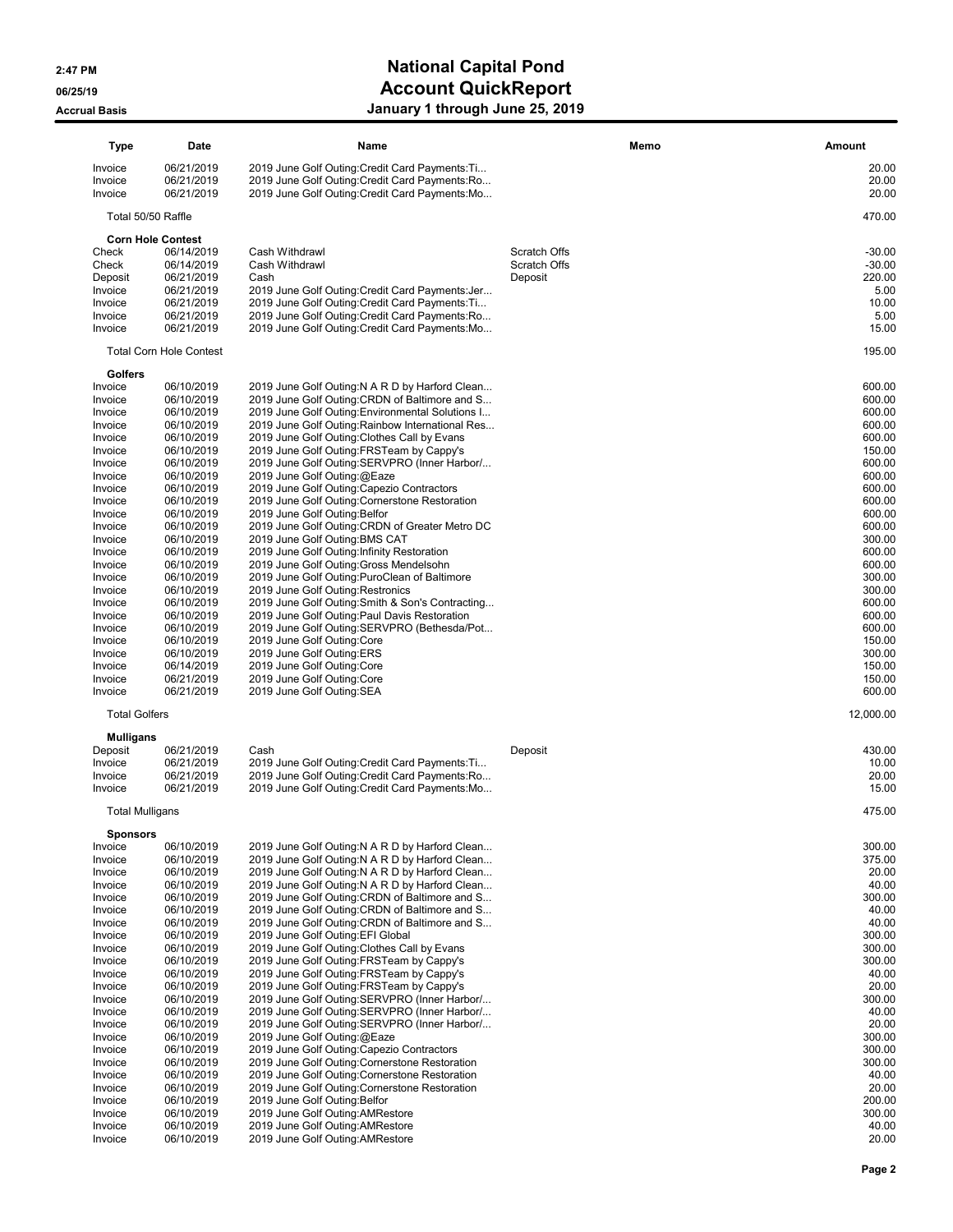# National Capital Pond
## Account QuickReport
### January 1 through June 25, 2019

2:47 PM
06/25/19
Accrual Basis

| Type | Date | Name | Memo | Amount |
|---|---|---|---|---|
| Invoice | 06/21/2019 | 2019 June Golf Outing:Credit Card Payments:Ti... | | 20.00 |
| Invoice | 06/21/2019 | 2019 June Golf Outing:Credit Card Payments:Ro... | | 20.00 |
| Invoice | 06/21/2019 | 2019 June Golf Outing:Credit Card Payments:Mo... | | 20.00 |
| Total 50/50 Raffle | | | | 470.00 |
| **Corn Hole Contest** | | | | |
| Check | 06/14/2019 | Cash Withdrawl | Scratch Offs | -30.00 |
| Check | 06/14/2019 | Cash Withdrawl | Scratch Offs | -30.00 |
| Deposit | 06/21/2019 | Cash | Deposit | 220.00 |
| Invoice | 06/21/2019 | 2019 June Golf Outing:Credit Card Payments:Jer... | | 5.00 |
| Invoice | 06/21/2019 | 2019 June Golf Outing:Credit Card Payments:Ti... | | 10.00 |
| Invoice | 06/21/2019 | 2019 June Golf Outing:Credit Card Payments:Ro... | | 5.00 |
| Invoice | 06/21/2019 | 2019 June Golf Outing:Credit Card Payments:Mo... | | 15.00 |
| Total Corn Hole Contest | | | | 195.00 |
| **Golfers** | | | | |
| Invoice | 06/10/2019 | 2019 June Golf Outing:N A R D by Harford Clean... | | 600.00 |
| Invoice | 06/10/2019 | 2019 June Golf Outing:CRDN of Baltimore and S... | | 600.00 |
| Invoice | 06/10/2019 | 2019 June Golf Outing:Environmental Solutions I... | | 600.00 |
| Invoice | 06/10/2019 | 2019 June Golf Outing:Rainbow International Res... | | 600.00 |
| Invoice | 06/10/2019 | 2019 June Golf Outing:Clothes Call by Evans | | 600.00 |
| Invoice | 06/10/2019 | 2019 June Golf Outing:FRSTeam by Cappy's | | 150.00 |
| Invoice | 06/10/2019 | 2019 June Golf Outing:SERVPRO (Inner Harbor/... | | 600.00 |
| Invoice | 06/10/2019 | 2019 June Golf Outing:@Eaze | | 600.00 |
| Invoice | 06/10/2019 | 2019 June Golf Outing:Capezio Contractors | | 600.00 |
| Invoice | 06/10/2019 | 2019 June Golf Outing:Cornerstone Restoration | | 600.00 |
| Invoice | 06/10/2019 | 2019 June Golf Outing:Belfor | | 600.00 |
| Invoice | 06/10/2019 | 2019 June Golf Outing:CRDN of Greater Metro DC | | 600.00 |
| Invoice | 06/10/2019 | 2019 June Golf Outing:BMS CAT | | 300.00 |
| Invoice | 06/10/2019 | 2019 June Golf Outing:Infinity Restoration | | 600.00 |
| Invoice | 06/10/2019 | 2019 June Golf Outing:Gross Mendelsohn | | 600.00 |
| Invoice | 06/10/2019 | 2019 June Golf Outing:PuroClean of Baltimore | | 300.00 |
| Invoice | 06/10/2019 | 2019 June Golf Outing:Restronics | | 300.00 |
| Invoice | 06/10/2019 | 2019 June Golf Outing:Smith & Son's Contracting... | | 600.00 |
| Invoice | 06/10/2019 | 2019 June Golf Outing:Paul Davis Restoration | | 600.00 |
| Invoice | 06/10/2019 | 2019 June Golf Outing:SERVPRO (Bethesda/Pot... | | 600.00 |
| Invoice | 06/10/2019 | 2019 June Golf Outing:Core | | 150.00 |
| Invoice | 06/10/2019 | 2019 June Golf Outing:ERS | | 300.00 |
| Invoice | 06/14/2019 | 2019 June Golf Outing:Core | | 150.00 |
| Invoice | 06/21/2019 | 2019 June Golf Outing:Core | | 150.00 |
| Invoice | 06/21/2019 | 2019 June Golf Outing:SEA | | 600.00 |
| Total Golfers | | | | 12,000.00 |
| **Mulligans** | | | | |
| Deposit | 06/21/2019 | Cash | Deposit | 430.00 |
| Invoice | 06/21/2019 | 2019 June Golf Outing:Credit Card Payments:Ti... | | 10.00 |
| Invoice | 06/21/2019 | 2019 June Golf Outing:Credit Card Payments:Ro... | | 20.00 |
| Invoice | 06/21/2019 | 2019 June Golf Outing:Credit Card Payments:Mo... | | 15.00 |
| Total Mulligans | | | | 475.00 |
| **Sponsors** | | | | |
| Invoice | 06/10/2019 | 2019 June Golf Outing:N A R D by Harford Clean... | | 300.00 |
| Invoice | 06/10/2019 | 2019 June Golf Outing:N A R D by Harford Clean... | | 375.00 |
| Invoice | 06/10/2019 | 2019 June Golf Outing:N A R D by Harford Clean... | | 20.00 |
| Invoice | 06/10/2019 | 2019 June Golf Outing:N A R D by Harford Clean... | | 40.00 |
| Invoice | 06/10/2019 | 2019 June Golf Outing:CRDN of Baltimore and S... | | 300.00 |
| Invoice | 06/10/2019 | 2019 June Golf Outing:CRDN of Baltimore and S... | | 40.00 |
| Invoice | 06/10/2019 | 2019 June Golf Outing:CRDN of Baltimore and S... | | 40.00 |
| Invoice | 06/10/2019 | 2019 June Golf Outing:EFI Global | | 300.00 |
| Invoice | 06/10/2019 | 2019 June Golf Outing:Clothes Call by Evans | | 300.00 |
| Invoice | 06/10/2019 | 2019 June Golf Outing:FRSTeam by Cappy's | | 300.00 |
| Invoice | 06/10/2019 | 2019 June Golf Outing:FRSTeam by Cappy's | | 40.00 |
| Invoice | 06/10/2019 | 2019 June Golf Outing:FRSTeam by Cappy's | | 20.00 |
| Invoice | 06/10/2019 | 2019 June Golf Outing:SERVPRO (Inner Harbor/... | | 300.00 |
| Invoice | 06/10/2019 | 2019 June Golf Outing:SERVPRO (Inner Harbor/... | | 40.00 |
| Invoice | 06/10/2019 | 2019 June Golf Outing:SERVPRO (Inner Harbor/... | | 20.00 |
| Invoice | 06/10/2019 | 2019 June Golf Outing:@Eaze | | 300.00 |
| Invoice | 06/10/2019 | 2019 June Golf Outing:Capezio Contractors | | 300.00 |
| Invoice | 06/10/2019 | 2019 June Golf Outing:Cornerstone Restoration | | 300.00 |
| Invoice | 06/10/2019 | 2019 June Golf Outing:Cornerstone Restoration | | 40.00 |
| Invoice | 06/10/2019 | 2019 June Golf Outing:Cornerstone Restoration | | 20.00 |
| Invoice | 06/10/2019 | 2019 June Golf Outing:Belfor | | 200.00 |
| Invoice | 06/10/2019 | 2019 June Golf Outing:AMRestore | | 300.00 |
| Invoice | 06/10/2019 | 2019 June Golf Outing:AMRestore | | 40.00 |
| Invoice | 06/10/2019 | 2019 June Golf Outing:AMRestore | | 20.00 |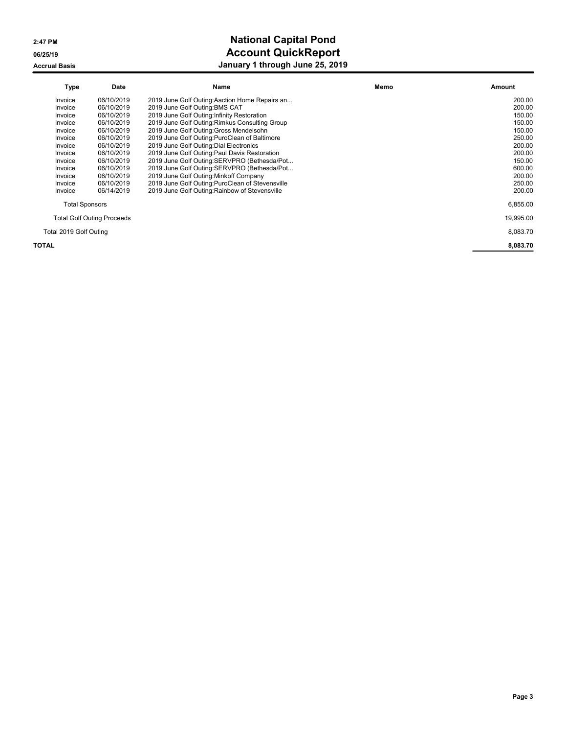# National Capital Pond

## Account QuickReport

### January 1 through June 25, 2019

2:47 PM
06/25/19
Accrual Basis

| Type | Date | Name | Memo | Amount |
|---|---|---|---|---|
| Invoice | 06/10/2019 | 2019 June Golf Outing:Aaction Home Repairs an... | | 200.00 |
| Invoice | 06/10/2019 | 2019 June Golf Outing:BMS CAT | | 200.00 |
| Invoice | 06/10/2019 | 2019 June Golf Outing:Infinity Restoration | | 150.00 |
| Invoice | 06/10/2019 | 2019 June Golf Outing:Rimkus Consulting Group | | 150.00 |
| Invoice | 06/10/2019 | 2019 June Golf Outing:Gross Mendelsohn | | 150.00 |
| Invoice | 06/10/2019 | 2019 June Golf Outing:PuroClean of Baltimore | | 250.00 |
| Invoice | 06/10/2019 | 2019 June Golf Outing:Dial Electronics | | 200.00 |
| Invoice | 06/10/2019 | 2019 June Golf Outing:Paul Davis Restoration | | 200.00 |
| Invoice | 06/10/2019 | 2019 June Golf Outing:SERVPRO (Bethesda/Pot... | | 150.00 |
| Invoice | 06/10/2019 | 2019 June Golf Outing:SERVPRO (Bethesda/Pot... | | 600.00 |
| Invoice | 06/10/2019 | 2019 June Golf Outing:Minkoff Company | | 200.00 |
| Invoice | 06/10/2019 | 2019 June Golf Outing:PuroClean of Stevensville | | 250.00 |
| Invoice | 06/14/2019 | 2019 June Golf Outing:Rainbow of Stevensville | | 200.00 |
| Total Sponsors | | | | 6,855.00 |
| Total Golf Outing Proceeds | | | | 19,995.00 |
| Total 2019 Golf Outing | | | | 8,083.70 |
| **TOTAL** | | | | **8,083.70** |